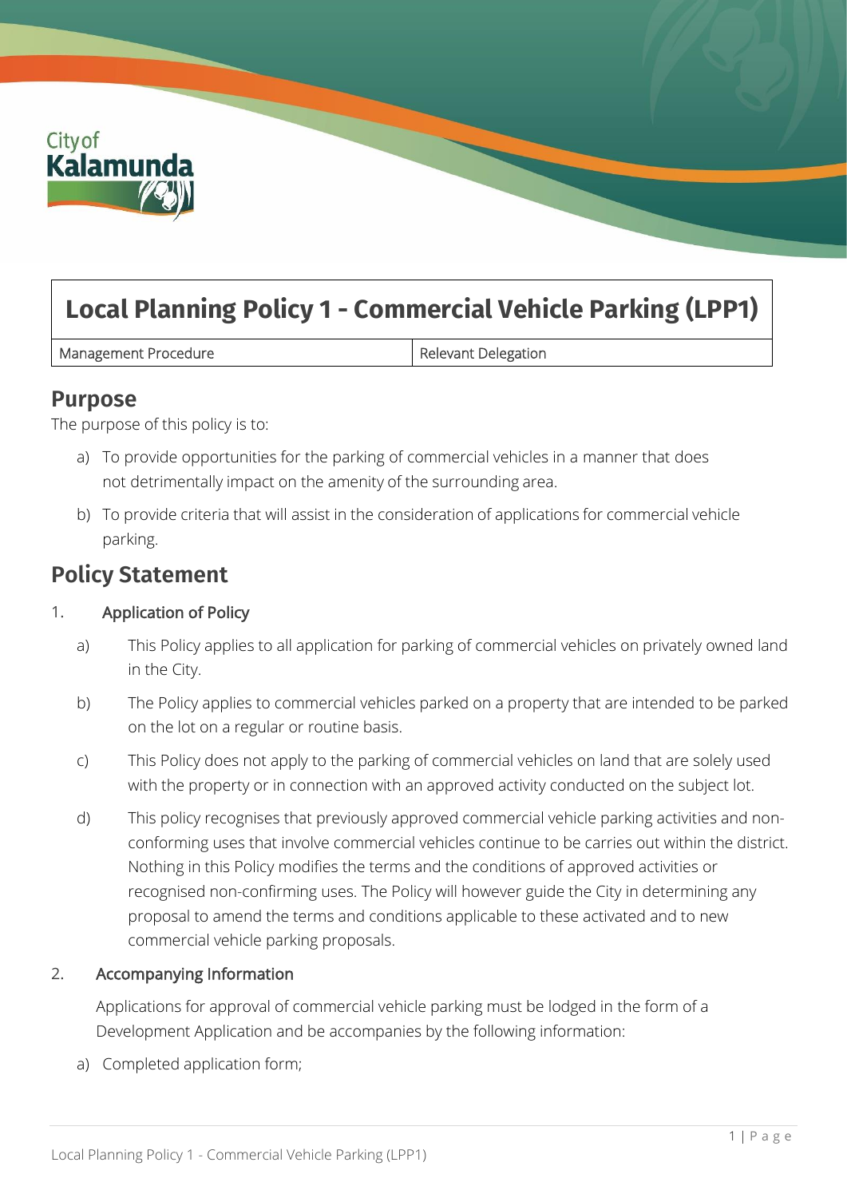# Local Planning Policy 1 - Commercial Vehicle Parking (LPP1)

| Management Procedure | Relevant Delegation |
| --- | --- |

## Purpose

The purpose of this policy is to:

a) To provide opportunities for the parking of commercial vehicles in a manner that does not detrimentally impact on the amenity of the surrounding area.

b) To provide criteria that will assist in the consideration of applications for commercial vehicle parking.

## Policy Statement

1. Application of Policy

   a) This Policy applies to all application for parking of commercial vehicles on privately owned land in the City.

   b) The Policy applies to commercial vehicles parked on a property that are intended to be parked on the lot on a regular or routine basis.

   c) This Policy does not apply to the parking of commercial vehicles on land that are solely used with the property or in connection with an approved activity conducted on the subject lot.

   d) This policy recognises that previously approved commercial vehicle parking activities and non-conforming uses that involve commercial vehicles continue to be carries out within the district. Nothing in this Policy modifies the terms and the conditions of approved activities or recognised non-confirming uses. The Policy will however guide the City in determining any proposal to amend the terms and conditions applicable to these activated and to new commercial vehicle parking proposals.

2. Accompanying Information

   Applications for approval of commercial vehicle parking must be lodged in the form of a Development Application and be accompanies by the following information:

   a) Completed application form;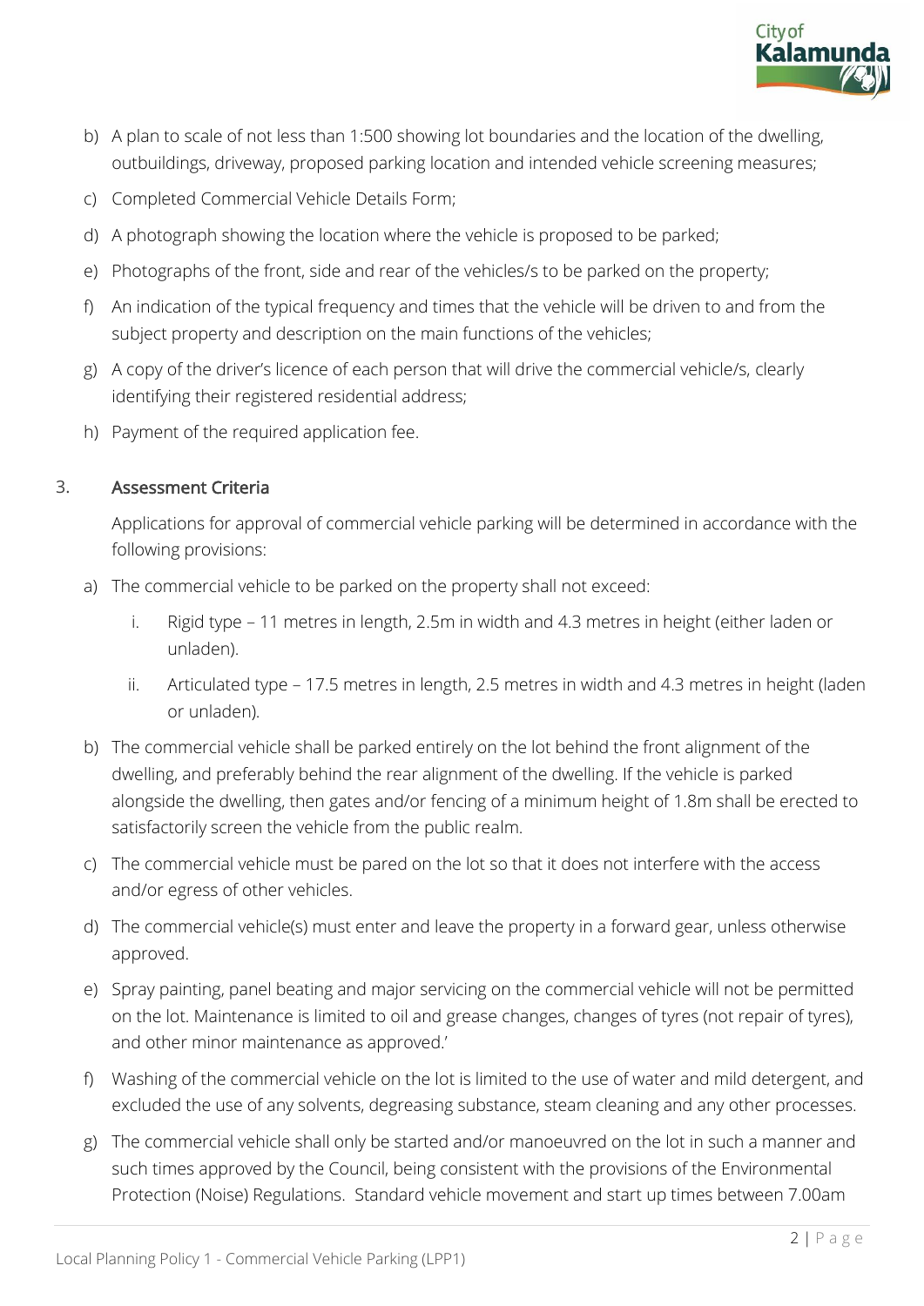b) A plan to scale of not less than 1:500 showing lot boundaries and the location of the dwelling, outbuildings, driveway, proposed parking location and intended vehicle screening measures;

c) Completed Commercial Vehicle Details Form;

d) A photograph showing the location where the vehicle is proposed to be parked;

e) Photographs of the front, side and rear of the vehicles/s to be parked on the property;

f) An indication of the typical frequency and times that the vehicle will be driven to and from the subject property and description on the main functions of the vehicles;

g) A copy of the driver's licence of each person that will drive the commercial vehicle/s, clearly identifying their registered residential address;

h) Payment of the required application fee.

## 3. Assessment Criteria

Applications for approval of commercial vehicle parking will be determined in accordance with the following provisions:

a) The commercial vehicle to be parked on the property shall not exceed:

   i. Rigid type – 11 metres in length, 2.5m in width and 4.3 metres in height (either laden or unladen).

   ii. Articulated type – 17.5 metres in length, 2.5 metres in width and 4.3 metres in height (laden or unladen).

b) The commercial vehicle shall be parked entirely on the lot behind the front alignment of the dwelling, and preferably behind the rear alignment of the dwelling. If the vehicle is parked alongside the dwelling, then gates and/or fencing of a minimum height of 1.8m shall be erected to satisfactorily screen the vehicle from the public realm.

c) The commercial vehicle must be pared on the lot so that it does not interfere with the access and/or egress of other vehicles.

d) The commercial vehicle(s) must enter and leave the property in a forward gear, unless otherwise approved.

e) Spray painting, panel beating and major servicing on the commercial vehicle will not be permitted on the lot. Maintenance is limited to oil and grease changes, changes of tyres (not repair of tyres), and other minor maintenance as approved.'

f) Washing of the commercial vehicle on the lot is limited to the use of water and mild detergent, and excluded the use of any solvents, degreasing substance, steam cleaning and any other processes.

g) The commercial vehicle shall only be started and/or manoeuvred on the lot in such a manner and such times approved by the Council, being consistent with the provisions of the Environmental Protection (Noise) Regulations. Standard vehicle movement and start up times between 7.00am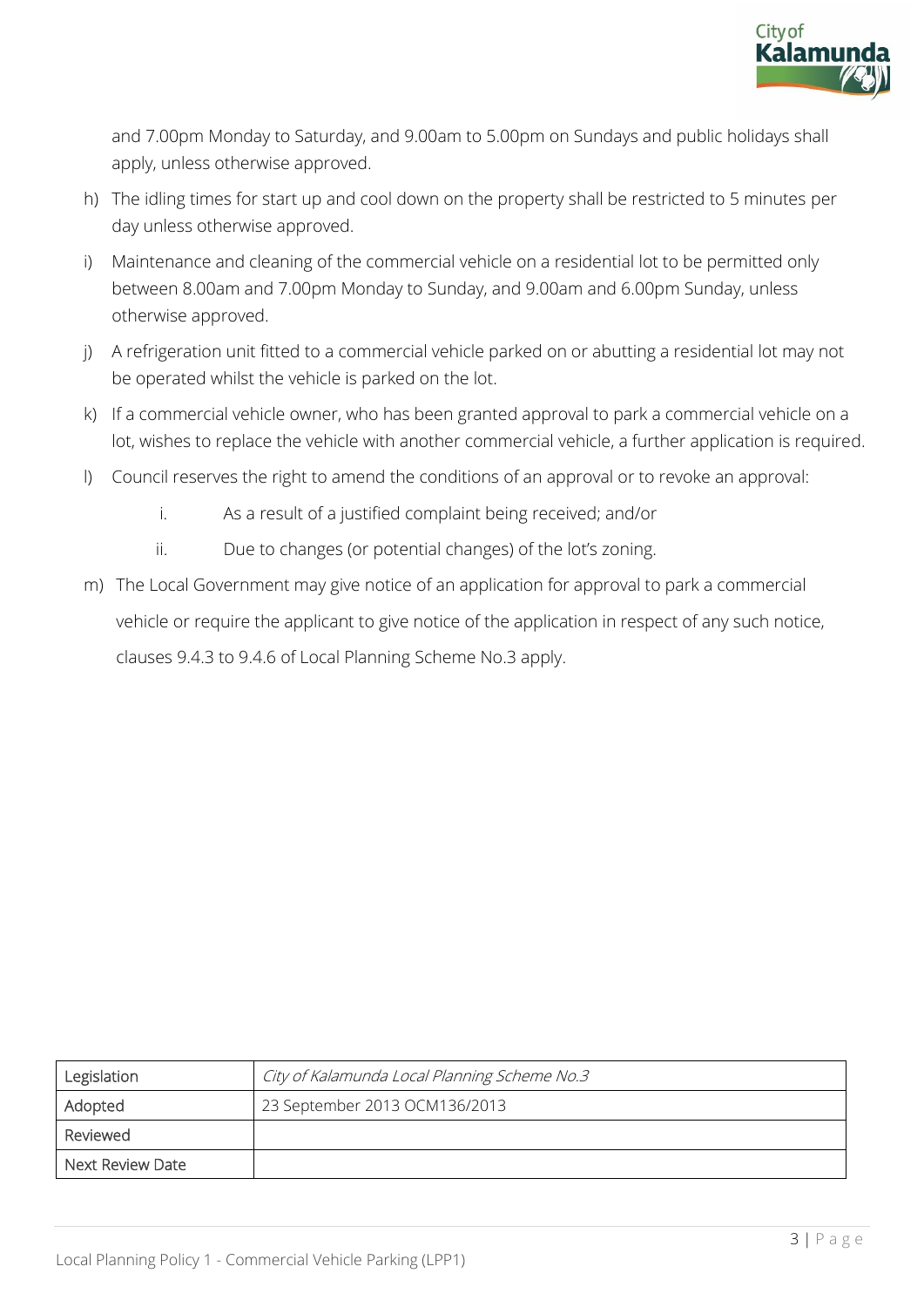and 7.00pm Monday to Saturday, and 9.00am to 5.00pm on Sundays and public holidays shall apply, unless otherwise approved.

h) The idling times for start up and cool down on the property shall be restricted to 5 minutes per day unless otherwise approved.

i) Maintenance and cleaning of the commercial vehicle on a residential lot to be permitted only between 8.00am and 7.00pm Monday to Sunday, and 9.00am and 6.00pm Sunday, unless otherwise approved.

j) A refrigeration unit fitted to a commercial vehicle parked on or abutting a residential lot may not be operated whilst the vehicle is parked on the lot.

k) If a commercial vehicle owner, who has been granted approval to park a commercial vehicle on a lot, wishes to replace the vehicle with another commercial vehicle, a further application is required.

l) Council reserves the right to amend the conditions of an approval or to revoke an approval:

   i. As a result of a justified complaint being received; and/or

   ii. Due to changes (or potential changes) of the lot's zoning.

m) The Local Government may give notice of an application for approval to park a commercial vehicle or require the applicant to give notice of the application in respect of any such notice, clauses 9.4.3 to 9.4.6 of Local Planning Scheme No.3 apply.

| | |
|---|---|
| Legislation | *City of Kalamunda Local Planning Scheme No.3* |
| Adopted | 23 September 2013 OCM136/2013 |
| Reviewed | |
| Next Review Date | |